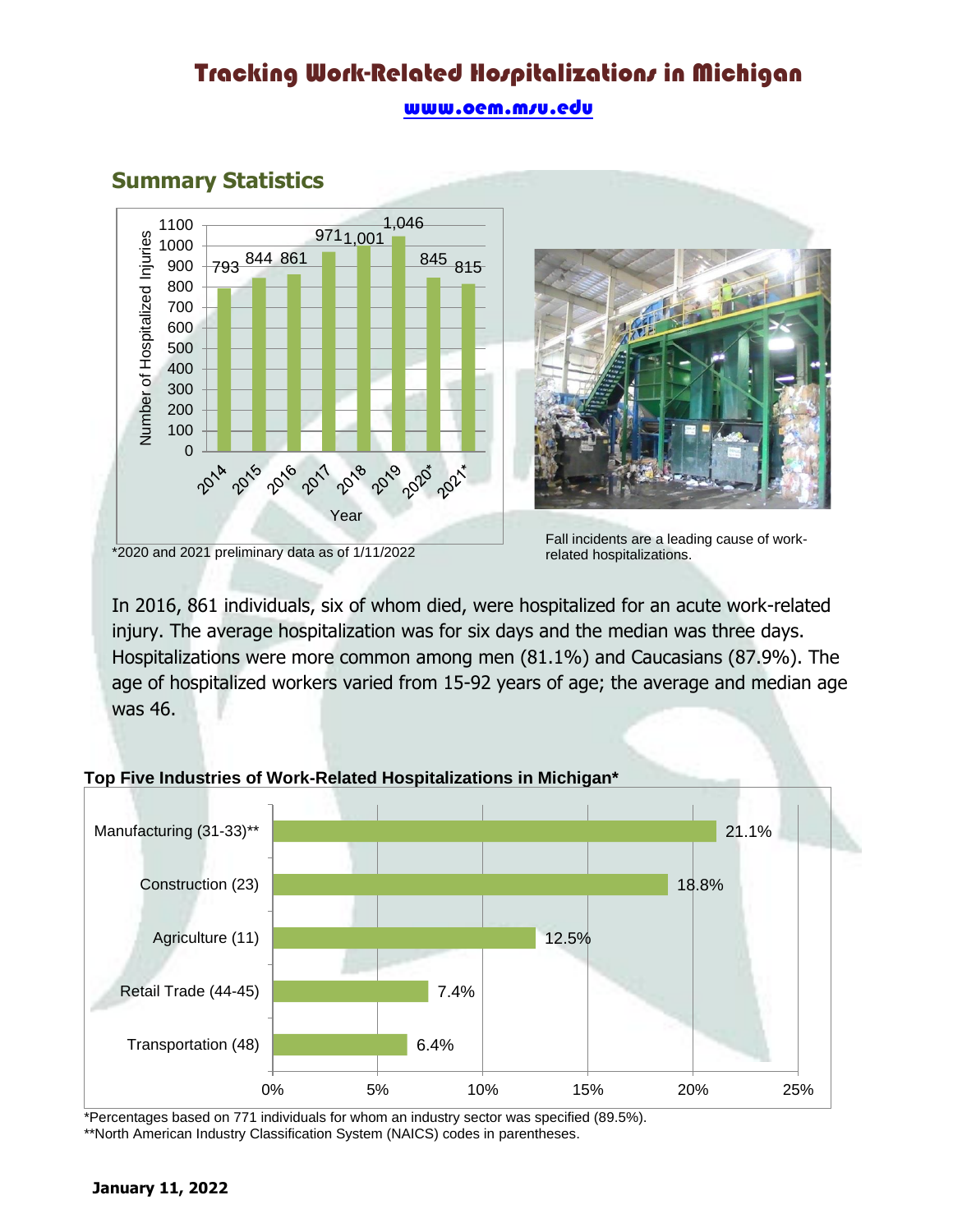# Tracking Work-Related Hospitalizations in Michigan

www.oem.msu.edu

## Summary Statistics

| Year | Number of Hospitalized Injuries |
|---|---|
| 2014 | 793 |
| 2015 | 844 |
| 2016 | 861 |
| 2017 | 971 |
| 2018 | 1,001 |
| 2019 | 1,046 |
| 2020* | 845 |
| 2021* | 815 |

*2020 and 2021 preliminary data as of 1/11/2022

Fall incidents are a leading cause of work-related hospitalizations.

In 2016, 861 individuals, six of whom died, were hospitalized for an acute work-related injury. The average hospitalization was for six days and the median was three days. Hospitalizations were more common among men (81.1%) and Caucasians (87.9%). The age of hospitalized workers varied from 15-92 years of age; the average and median age was 46.

**Top Five Industries of Work-Related Hospitalizations in Michigan***

| Industry | Percentage |
|---|---|
| Manufacturing (31-33)** | 21.1% |
| Construction (23) | 18.8% |
| Agriculture (11) | 12.5% |
| Retail Trade (44-45) | 7.4% |
| Transportation (48) | 6.4% |

*Percentages based on 771 individuals for whom an industry sector was specified (89.5%).
**North American Industry Classification System (NAICS) codes in parentheses.

**January 11, 2022**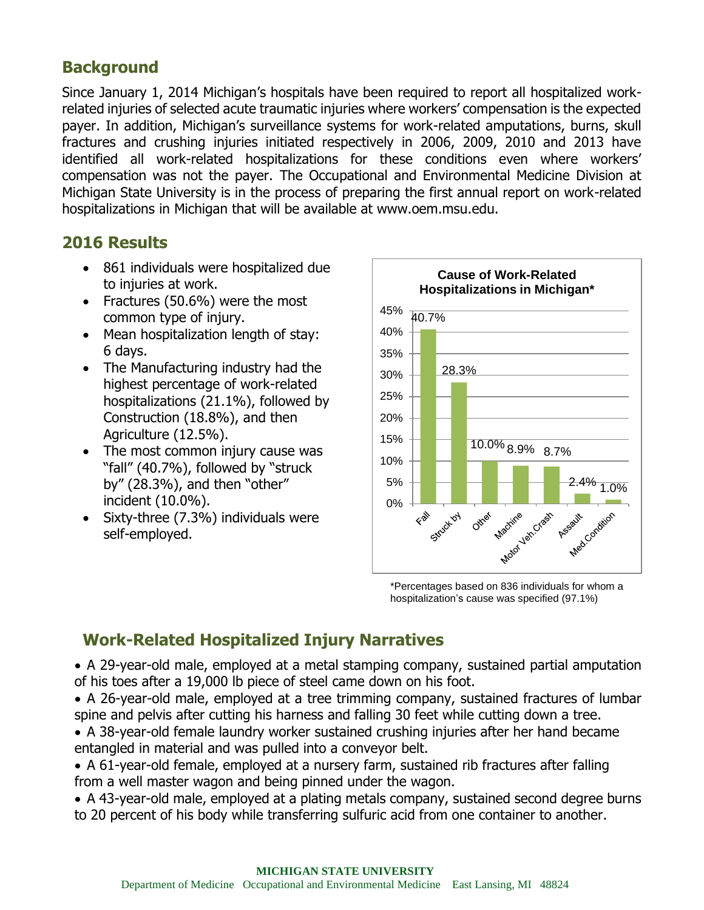## Background

Since January 1, 2014 Michigan's hospitals have been required to report all hospitalized work-related injuries of selected acute traumatic injuries where workers' compensation is the expected payer. In addition, Michigan's surveillance systems for work-related amputations, burns, skull fractures and crushing injuries initiated respectively in 2006, 2009, 2010 and 2013 have identified all work-related hospitalizations for these conditions even where workers' compensation was not the payer. The Occupational and Environmental Medicine Division at Michigan State University is in the process of preparing the first annual report on work-related hospitalizations in Michigan that will be available at www.oem.msu.edu.

## 2016 Results

- 861 individuals were hospitalized due to injuries at work.
- Fractures (50.6%) were the most common type of injury.
- Mean hospitalization length of stay: 6 days.
- The Manufacturing industry had the highest percentage of work-related hospitalizations (21.1%), followed by Construction (18.8%), and then Agriculture (12.5%).
- The most common injury cause was "fall" (40.7%), followed by "struck by" (28.3%), and then "other" incident (10.0%).
- Sixty-three (7.3%) individuals were self-employed.

**Cause of Work-Related Hospitalizations in Michigan***

45%
40%
35%
30%
25%
20%
15%
10%
5%
0%

Fall 40.7%
Struck by 28.3%
Other 10.0%
Machine 8.9%
Motor Veh.Crash 8.7%
Assault 2.4%
Med.Condition 1.0%

*Percentages based on 836 individuals for whom a hospitalization's cause was specified (97.1%)

## Work-Related Hospitalized Injury Narratives

- A 29-year-old male, employed at a metal stamping company, sustained partial amputation of his toes after a 19,000 lb piece of steel came down on his foot.
- A 26-year-old male, employed at a tree trimming company, sustained fractures of lumbar spine and pelvis after cutting his harness and falling 30 feet while cutting down a tree.
- A 38-year-old female laundry worker sustained crushing injuries after her hand became entangled in material and was pulled into a conveyor belt.
- A 61-year-old female, employed at a nursery farm, sustained rib fractures after falling from a well master wagon and being pinned under the wagon.
- A 43-year-old male, employed at a plating metals company, sustained second degree burns to 20 percent of his body while transferring sulfuric acid from one container to another.

**MICHIGAN STATE UNIVERSITY**

Department of Medicine Occupational and Environmental Medicine East Lansing, MI 48824